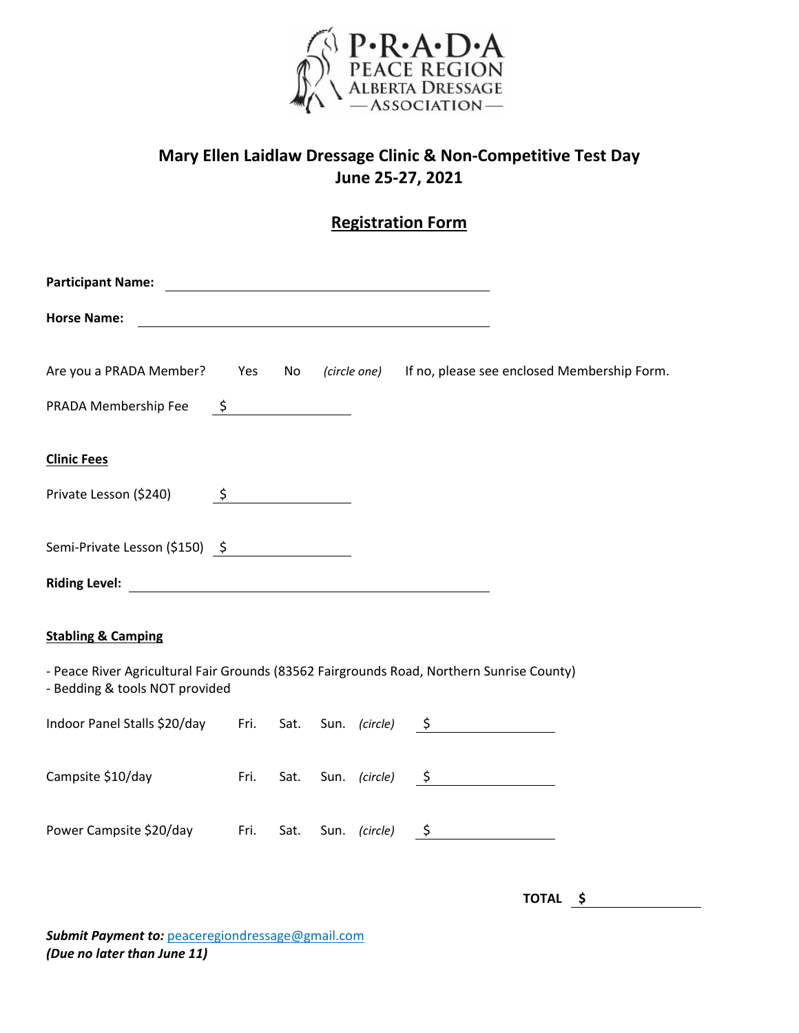P•R•A•D•A
PEACE REGION
ALBERTA DRESSAGE
— ASSOCIATION —

## Mary Ellen Laidlaw Dressage Clinic & Non-Competitive Test Day
## June 25-27, 2021

### Registration Form

**Participant Name:** \_\_\_\_\_\_\_\_\_\_\_\_\_\_\_\_\_\_\_\_\_\_\_\_\_\_\_\_\_\_\_\_\_\_\_\_

**Horse Name:** \_\_\_\_\_\_\_\_\_\_\_\_\_\_\_\_\_\_\_\_\_\_\_\_\_\_\_\_\_\_\_\_\_\_\_\_

Are you a PRADA Member? Yes No *(circle one)* If no, please see enclosed Membership Form.

PRADA Membership Fee $ \_\_\_\_\_\_\_\_\_\_\_\_\_\_\_

**Clinic Fees**

Private Lesson ($240) $ \_\_\_\_\_\_\_\_\_\_\_\_\_\_\_

Semi-Private Lesson ($150) $ \_\_\_\_\_\_\_\_\_\_\_\_\_\_\_

**Riding Level:** \_\_\_\_\_\_\_\_\_\_\_\_\_\_\_\_\_\_\_\_\_\_\_\_\_\_\_\_\_\_\_\_\_\_\_\_

**Stabling & Camping**

- Peace River Agricultural Fair Grounds (83562 Fairgrounds Road, Northern Sunrise County)
- Bedding & tools NOT provided

Indoor Panel Stalls $20/day Fri. Sat. Sun. *(circle)* $ \_\_\_\_\_\_\_\_\_\_\_\_\_\_\_

Campsite $10/day Fri. Sat. Sun. *(circle)* $ \_\_\_\_\_\_\_\_\_\_\_\_\_\_\_

Power Campsite $20/day Fri. Sat. Sun. *(circle)* $ \_\_\_\_\_\_\_\_\_\_\_\_\_\_\_

**TOTAL $** \_\_\_\_\_\_\_\_\_\_\_\_\_\_\_

***Submit Payment to:*** peaceregiondressage@gmail.com
***(Due no later than June 11)***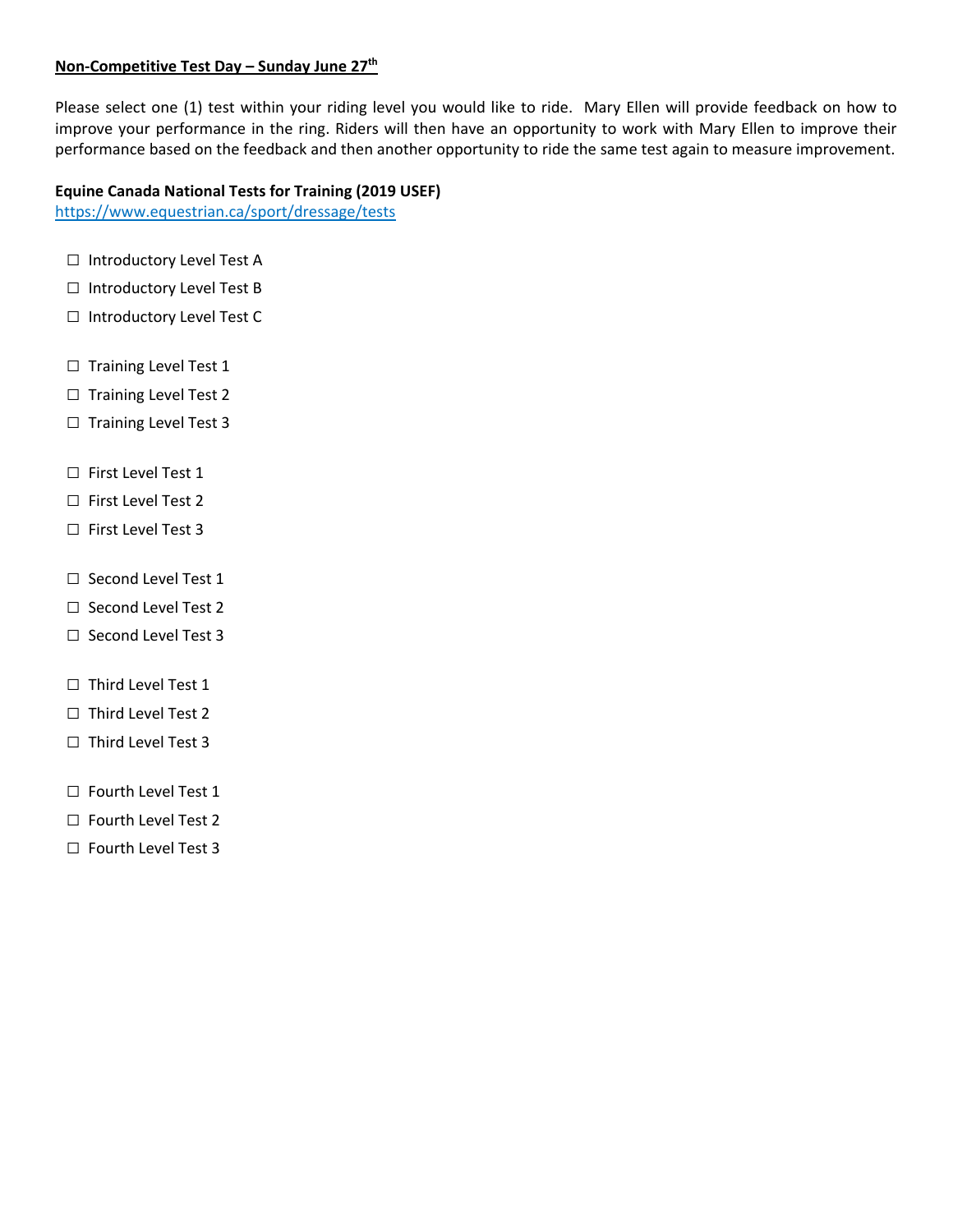**<u>Non-Competitive Test Day – Sunday June 27th</u>**

Please select one (1) test within your riding level you would like to ride. Mary Ellen will provide feedback on how to improve your performance in the ring. Riders will then have an opportunity to work with Mary Ellen to improve their performance based on the feedback and then another opportunity to ride the same test again to measure improvement.

**Equine Canada National Tests for Training (2019 USEF)**
[https://www.equestrian.ca/sport/dressage/tests](https://www.equestrian.ca/sport/dressage/tests)

- ☐ Introductory Level Test A
- ☐ Introductory Level Test B
- ☐ Introductory Level Test C

- ☐ Training Level Test 1
- ☐ Training Level Test 2
- ☐ Training Level Test 3

- ☐ First Level Test 1
- ☐ First Level Test 2
- ☐ First Level Test 3

- ☐ Second Level Test 1
- ☐ Second Level Test 2
- ☐ Second Level Test 3

- ☐ Third Level Test 1
- ☐ Third Level Test 2
- ☐ Third Level Test 3

- ☐ Fourth Level Test 1
- ☐ Fourth Level Test 2
- ☐ Fourth Level Test 3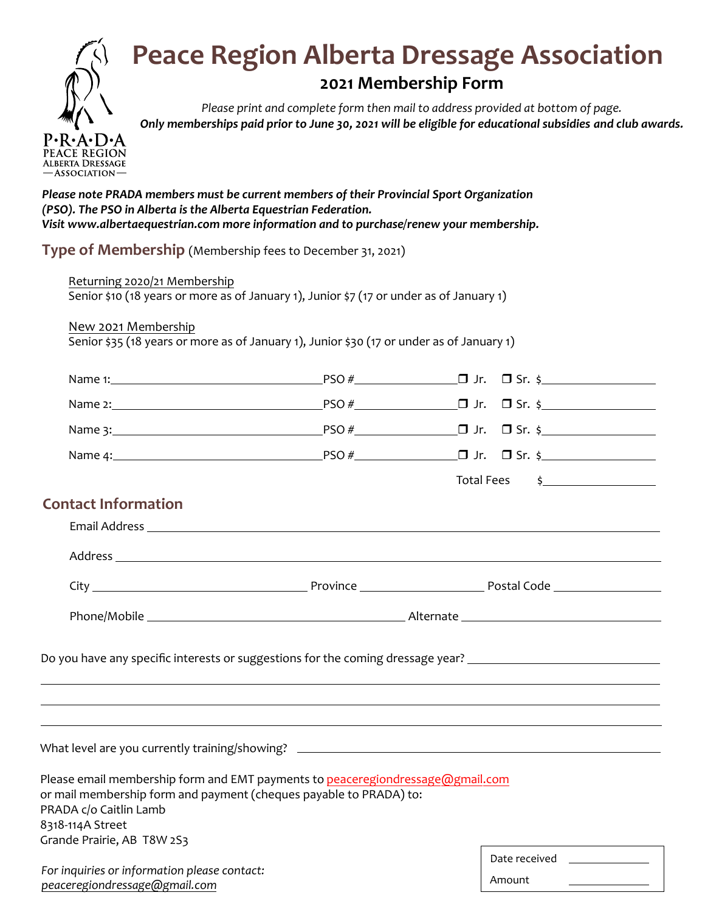P·R·A·D·A
PEACE REGION
ALBERTA DRESSAGE
—ASSOCIATION—

# Peace Region Alberta Dressage Association

## 2021 Membership Form

*Please print and complete form then mail to address provided at bottom of page.*
***Only memberships paid prior to June 30, 2021 will be eligible for educational subsidies and club awards.***

***Please note PRADA members must be current members of their Provincial Sport Organization (PSO). The PSO in Alberta is the Alberta Equestrian Federation. Visit www.albertaequestrian.com more information and to purchase/renew your membership.***

## Type of Membership (Membership fees to December 31, 2021)

Returning 2020/21 Membership
Senior $10 (18 years or more as of January 1), Junior $7 (17 or under as of January 1)

New 2021 Membership
Senior $35 (18 years or more as of January 1), Junior $30 (17 or under as of January 1)

Name 1:______________________ PSO #____________ ☐ Jr. ☐ Sr. $____________

Name 2:______________________ PSO #____________ ☐ Jr. ☐ Sr. $____________

Name 3:______________________ PSO #____________ ☐ Jr. ☐ Sr. $____________

Name 4:______________________ PSO #____________ ☐ Jr. ☐ Sr. $____________

Total Fees $____________

## Contact Information

Email Address ______________________________________________

Address ______________________________________________

City ____________________ Province ____________ Postal Code ____________

Phone/Mobile ______________________ Alternate ______________________

Do you have any specific interests or suggestions for the coming dressage year? ______________________

______________________________________________

______________________________________________

______________________________________________

What level are you currently training/showing? ______________________

Please email membership form and EMT payments to peaceregiondressage@gmail.com
or mail membership form and payment (cheques payable to PRADA) to:
PRADA c/o Caitlin Lamb
8318-114A Street
Grande Prairie, AB T8W 2S3

*For inquiries or information please contact:*
*peaceregiondressage@gmail.com*

Date received ____________
Amount ____________